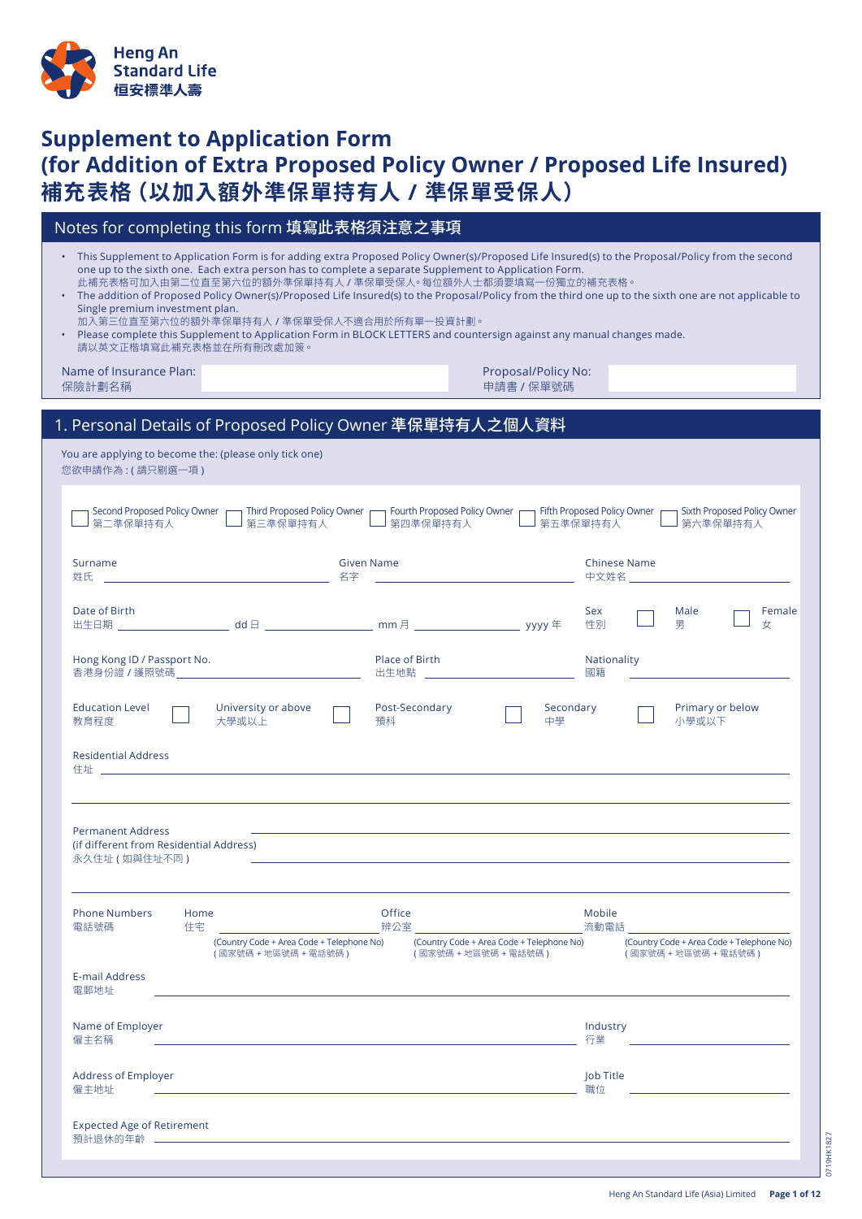Heng An Standard Life
恒安標準人壽

# Supplement to Application Form (for Addition of Extra Proposed Policy Owner / Proposed Life Insured)
# 補充表格（以加入額外準保單持有人 / 準保單受保人）

## Notes for completing this form 填寫此表格須注意之事項

- This Supplement to Application Form is for adding extra Proposed Policy Owner(s)/Proposed Life Insured(s) to the Proposal/Policy from the second one up to the sixth one. Each extra person has to complete a separate Supplement to Application Form.
此補充表格可加入由第二位直至第六位的額外準保單持有人 / 準保單受保人。每位額外人士都須要填寫一份獨立的補充表格。
- The addition of Proposed Policy Owner(s)/Proposed Life Insured(s) to the Proposal/Policy from the third one up to the sixth one are not applicable to Single premium investment plan.
加入第三位直至第六位的額外準保單持有人 / 準保單受保人不適合用於所有單一投資計劃。
- Please complete this Supplement to Application Form in BLOCK LETTERS and countersign against any manual changes made.
請以英文正楷填寫此補充表格並在所有刪改處加簽。

Name of Insurance Plan: 保險計劃名稱 ____________

Proposal/Policy No: 申請書 / 保單號碼 ____________

## 1. Personal Details of Proposed Policy Owner 準保單持有人之個人資料

You are applying to become the: (please only tick one)
您欲申請作為：( 請只剔選一項 )

☐ Second Proposed Policy Owner 第二準保單持有人
☐ Third Proposed Policy Owner 第三準保單持有人
☐ Fourth Proposed Policy Owner 第四準保單持有人
☐ Fifth Proposed Policy Owner 第五準保單持有人
☐ Sixth Proposed Policy Owner 第六準保單持有人

Surname 姓氏 ____________ Given Name 名字 ____________ Chinese Name 中文姓名 ____________

Date of Birth 出生日期 ______ dd 日 ______ mm 月 ______ yyyy 年

Sex 性別 ☐ Male 男 ☐ Female 女

Hong Kong ID / Passport No. 香港身份證 / 護照號碼 ____________

Place of Birth 出生地點 ____________

Nationality 國籍 ____________

Education Level 教育程度 ☐ University or above 大學或以上 ☐ Post-Secondary 預科 ☐ Secondary 中學 ☐ Primary or below 小學或以下

Residential Address 住址 ____________

Permanent Address (if different from Residential Address) 永久住址 ( 如與住址不同 ) ____________

Phone Numbers 電話號碼
Home 住宅 ____________ (Country Code + Area Code + Telephone No) ( 國家號碼 + 地區號碼 + 電話號碼 )
Office 辦公室 ____________ (Country Code + Area Code + Telephone No) ( 國家號碼 + 地區號碼 + 電話號碼 )
Mobile 流動電話 ____________ (Country Code + Area Code + Telephone No) ( 國家號碼 + 地區號碼 + 電話號碼 )

E-mail Address 電郵地址 ____________

Name of Employer 僱主名稱 ____________

Industry 行業 ____________

Address of Employer 僱主地址 ____________

Job Title 職位 ____________

Expected Age of Retirement 預計退休的年齡 ____________

0719HK1827

Heng An Standard Life (Asia) Limited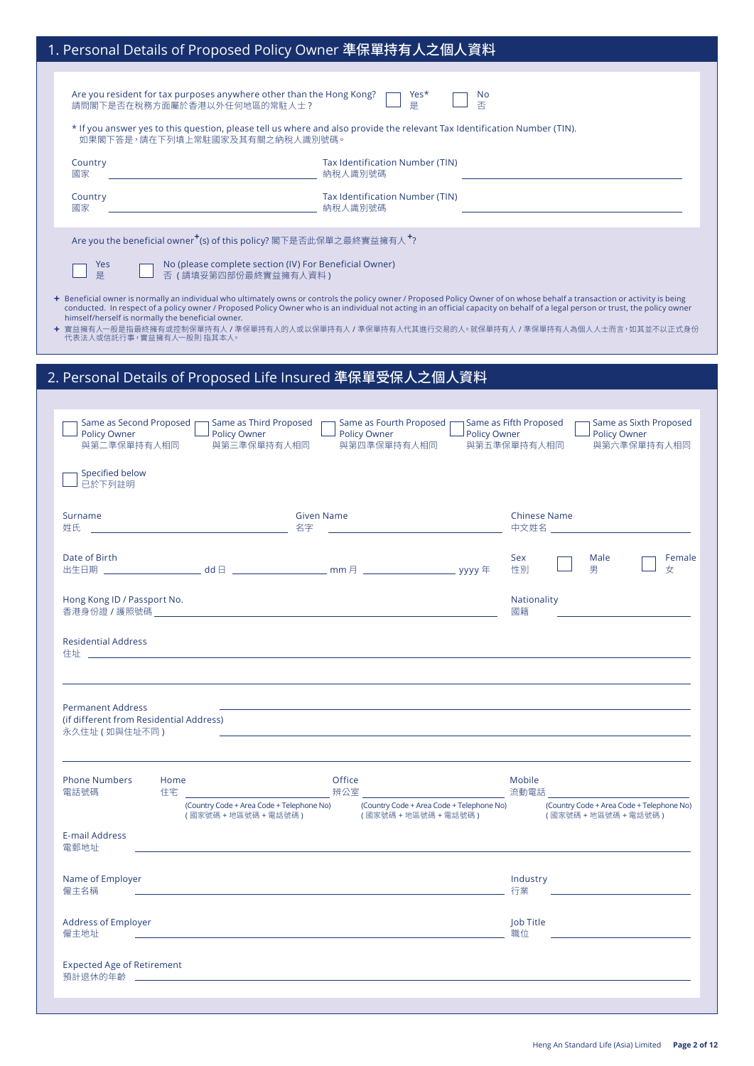## 1. Personal Details of Proposed Policy Owner 準保單持有人之個人資料

Are you resident for tax purposes anywhere other than the Hong Kong?
請問閣下是否在稅務方面屬於香港以外任何地區的常駐人士？

☐ Yes* 是　☐ No 否

\* If you answer yes to this question, please tell us where and also provide the relevant Tax Identification Number (TIN).
如果閣下答是，請在下列填上常駐國家及其有關之納稅人識別號碼。

Country 國家 ____________________　Tax Identification Number (TIN) 納稅人識別號碼 ____________________

Country 國家 ____________________　Tax Identification Number (TIN) 納稅人識別號碼 ____________________

Are you the beneficial owner+(s) of this policy? 閣下是否此保單之最終實益擁有人+?

☐ Yes 是　☐ No (please complete section (IV) For Beneficial Owner) 否（請填妥第四部份最終實益擁有人資料）

+ Beneficial owner is normally an individual who ultimately owns or controls the policy owner / Proposed Policy Owner of on whose behalf a transaction or activity is being conducted. In respect of a policy owner / Proposed Policy Owner who is an individual not acting in an official capacity on behalf of a legal person or trust, the policy owner himself/herself is normally the beneficial owner.

+ 實益擁有人一般是指最終擁有或控制保單持有人 / 準保單持有人的人或以保單持有人 / 準保單持有人代其進行交易的人。就保單持有人 / 準保單持有人為個人人士而言，如其並不以正式身份代表法人或信託行事，實益擁有人一般指其本人。

## 2. Personal Details of Proposed Life Insured 準保單受保人之個人資料

☐ Same as Second Proposed Policy Owner 與第二準保單持有人相同
☐ Same as Third Proposed Policy Owner 與第三準保單持有人相同
☐ Same as Fourth Proposed Policy Owner 與第四準保單持有人相同
☐ Same as Fifth Proposed Policy Owner 與第五準保單持有人相同
☐ Same as Sixth Proposed Policy Owner 與第六準保單持有人相同

☐ Specified below 已於下列註明

Surname 姓氏 ____________________　Given Name 名字 ____________________　Chinese Name 中文姓名 ____________________

Date of Birth 出生日期 __________ dd 日 __________ mm 月 __________ yyyy 年　Sex 性別 ☐ Male 男 ☐ Female 女

Hong Kong ID / Passport No. 香港身份證 / 護照號碼 ____________________　Nationality 國籍 ____________________

Residential Address 住址 ____________________

Permanent Address (if different from Residential Address) 永久住址（如與住址不同） ____________________

Phone Numbers 電話號碼
Home 住宅 ____________________ (Country Code + Area Code + Telephone No) (國家號碼 + 地區號碼 + 電話號碼)
Office 辦公室 ____________________ (Country Code + Area Code + Telephone No) (國家號碼 + 地區號碼 + 電話號碼)
Mobile 流動電話 ____________________ (Country Code + Area Code + Telephone No) (國家號碼 + 地區號碼 + 電話號碼)

E-mail Address 電郵地址 ____________________

Name of Employer 僱主名稱 ____________________　Industry 行業 ____________________

Address of Employer 僱主地址 ____________________　Job Title 職位 ____________________

Expected Age of Retirement 預計退休的年齡 ____________________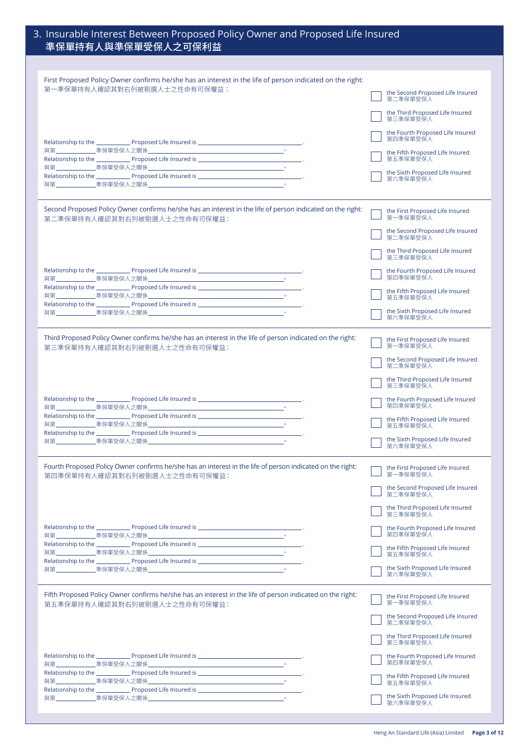## 3. Insurable Interest Between Proposed Policy Owner and Proposed Life Insured
## 準保單持有人與準保單受保人之可保利益

First Proposed Policy Owner confirms he/she has an interest in the life of person indicated on the right:
第一準保單持有人確認其對右列被剔選人士之性命有可保權益：

- ☐ the Second Proposed Life Insured 第二準保單受保人
- ☐ the Third Proposed Life Insured 第三準保單受保人
- ☐ the Fourth Proposed Life Insured 第四準保單受保人
- ☐ the Fifth Proposed Life Insured 第五準保單受保人
- ☐ the Sixth Proposed Life Insured 第六準保單受保人

Relationship to the __________ Proposed Life Insured is ______________________________.
與第__________準保單受保人之關係______________________________。
Relationship to the __________ Proposed Life Insured is ______________________________.
與第__________準保單受保人之關係______________________________。
Relationship to the __________ Proposed Life Insured is ______________________________.
與第__________準保單受保人之關係______________________________。

---

Second Proposed Policy Owner confirms he/she has an interest in the life of person indicated on the right:
第二準保單持有人確認其對右列被剔選人士之性命有可保權益：

- ☐ the First Proposed Life Insured 第一準保單受保人
- ☐ the Second Proposed Life Insured 第二準保單受保人
- ☐ the Third Proposed Life Insured 第三準保單受保人
- ☐ the Fourth Proposed Life Insured 第四準保單受保人
- ☐ the Fifth Proposed Life Insured 第五準保單受保人
- ☐ the Sixth Proposed Life Insured 第六準保單受保人

Relationship to the __________ Proposed Life Insured is ______________________________.
與第__________準保單受保人之關係______________________________。
Relationship to the __________ Proposed Life Insured is ______________________________.
與第__________準保單受保人之關係______________________________。
Relationship to the __________ Proposed Life Insured is ______________________________.
與第__________準保單受保人之關係______________________________。

---

Third Proposed Policy Owner confirms he/she has an interest in the life of person indicated on the right:
第三準保單持有人確認其對右列被剔選人士之性命有可保權益：

- ☐ the First Proposed Life Insured 第一準保單受保人
- ☐ the Second Proposed Life Insured 第二準保單受保人
- ☐ the Third Proposed Life Insured 第三準保單受保人
- ☐ the Fourth Proposed Life Insured 第四準保單受保人
- ☐ the Fifth Proposed Life Insured 第五準保單受保人
- ☐ the Sixth Proposed Life Insured 第六準保單受保人

Relationship to the __________ Proposed Life Insured is ______________________________.
與第__________準保單受保人之關係______________________________。
Relationship to the __________ Proposed Life Insured is ______________________________.
與第__________準保單受保人之關係______________________________。
Relationship to the __________ Proposed Life Insured is ______________________________.
與第__________準保單受保人之關係______________________________。

---

Fourth Proposed Policy Owner confirms he/she has an interest in the life of person indicated on the right:
第四準保單持有人確認其對右列被剔選人士之性命有可保權益：

- ☐ the First Proposed Life Insured 第一準保單受保人
- ☐ the Second Proposed Life Insured 第二準保單受保人
- ☐ the Third Proposed Life Insured 第三準保單受保人
- ☐ the Fourth Proposed Life Insured 第四準保單受保人
- ☐ the Fifth Proposed Life Insured 第五準保單受保人
- ☐ the Sixth Proposed Life Insured 第六準保單受保人

Relationship to the __________ Proposed Life Insured is ______________________________.
與第__________準保單受保人之關係______________________________。
Relationship to the __________ Proposed Life Insured is ______________________________.
與第__________準保單受保人之關係______________________________。
Relationship to the __________ Proposed Life Insured is ______________________________.
與第__________準保單受保人之關係______________________________。

---

Fifth Proposed Policy Owner confirms he/she has an interest in the life of person indicated on the right:
第五準保單持有人確認其對右列被剔選人士之性命有可保權益：

- ☐ the First Proposed Life Insured 第一準保單受保人
- ☐ the Second Proposed Life Insured 第二準保單受保人
- ☐ the Third Proposed Life Insured 第三準保單受保人
- ☐ the Fourth Proposed Life Insured 第四準保單受保人
- ☐ the Fifth Proposed Life Insured 第五準保單受保人
- ☐ the Sixth Proposed Life Insured 第六準保單受保人

Relationship to the __________ Proposed Life Insured is ______________________________.
與第__________準保單受保人之關係______________________________。
Relationship to the __________ Proposed Life Insured is ______________________________.
與第__________準保單受保人之關係______________________________。
Relationship to the __________ Proposed Life Insured is ______________________________.
與第__________準保單受保人之關係______________________________。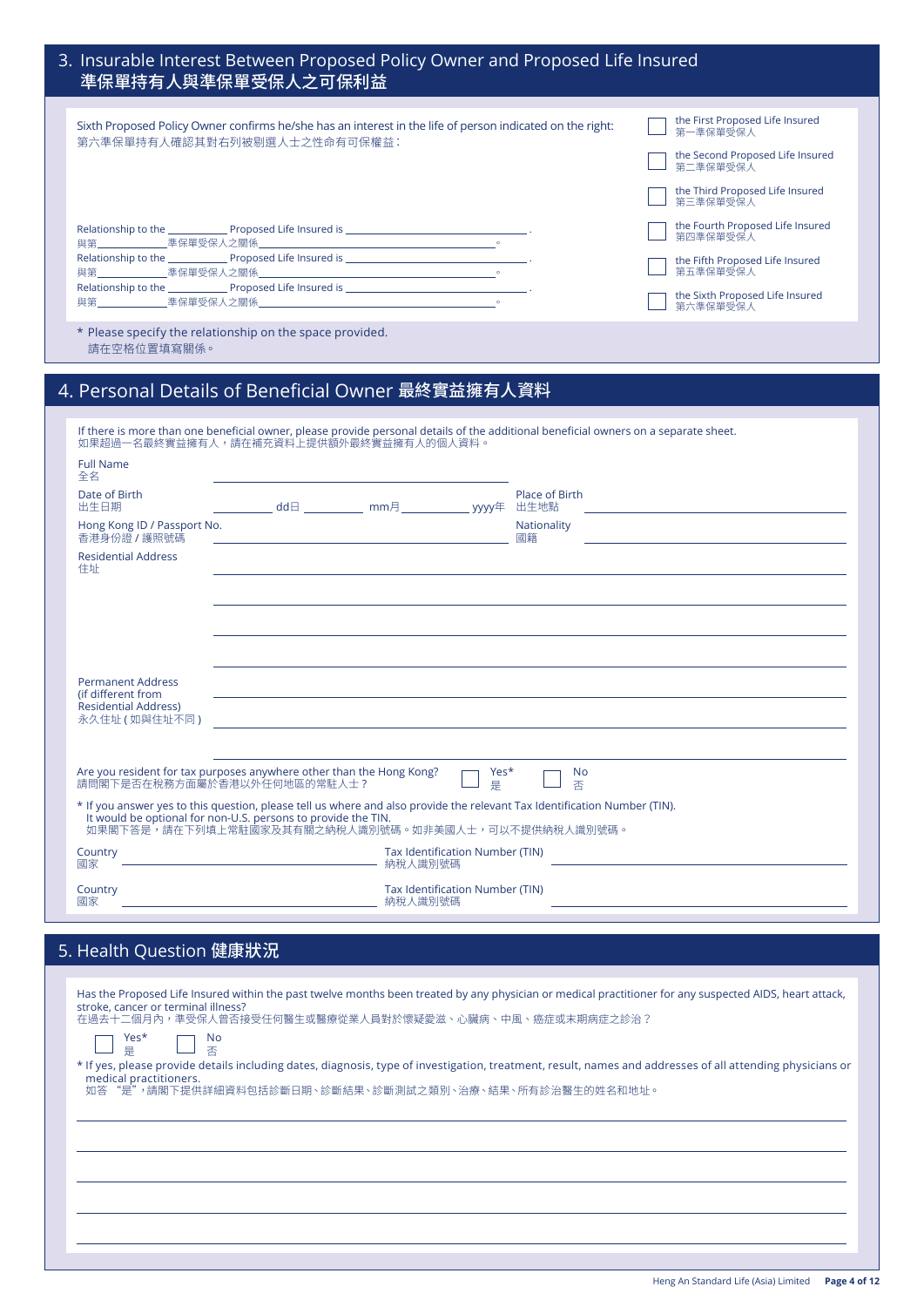## 3. Insurable Interest Between Proposed Policy Owner and Proposed Life Insured 準保單持有人與準保單受保人之可保利益

Sixth Proposed Policy Owner confirms he/she has an interest in the life of person indicated on the right:
第六準保單持有人確認其對右列被剔選人士之性命有可保權益：

- ☐ the First Proposed Life Insured 第一準保單受保人
- ☐ the Second Proposed Life Insured 第二準保單受保人
- ☐ the Third Proposed Life Insured 第三準保單受保人
- ☐ the Fourth Proposed Life Insured 第四準保單受保人
- ☐ the Fifth Proposed Life Insured 第五準保單受保人
- ☐ the Sixth Proposed Life Insured 第六準保單受保人

Relationship to the __________ Proposed Life Insured is ______________________.
與第__________準保單受保人之關係______________________。

Relationship to the __________ Proposed Life Insured is ______________________.
與第__________準保單受保人之關係______________________。

Relationship to the __________ Proposed Life Insured is ______________________.
與第__________準保單受保人之關係______________________。

* Please specify the relationship on the space provided.
請在空格位置填寫關係。

## 4. Personal Details of Beneficial Owner 最終實益擁有人資料

If there is more than one beneficial owner, please provide personal details of the additional beneficial owners on a separate sheet.
如果超過一名最終實益擁有人，請在補充資料上提供額外最終實益擁有人的個人資料。

Full Name 全名 ______________________

Date of Birth 出生日期 ________ dd日 ________ mm月 ________ yyyy年 Place of Birth 出生地點 ______________________

Hong Kong ID / Passport No. 香港身份證 / 護照號碼 ______________________ Nationality 國籍 ______________________

Residential Address 住址 ______________________

______________________

______________________

______________________

Permanent Address (if different from Residential Address) 永久住址 ( 如與住址不同 ) ______________________

______________________

Are you resident for tax purposes anywhere other than the Hong Kong? 請問閣下是否在稅務方面屬於香港以外任何地區的常駐人士？ ☐ Yes* 是 ☐ No 否

* If you answer yes to this question, please tell us where and also provide the relevant Tax Identification Number (TIN). It would be optional for non-U.S. persons to provide the TIN.
如果閣下答是，請在下列填上常駐國家及其有關之納稅人識別號碼。如非美國人士，可以不提供納稅人識別號碼。

Country 國家 ______________________ Tax Identification Number (TIN) 納稅人識別號碼 ______________________

Country 國家 ______________________ Tax Identification Number (TIN) 納稅人識別號碼 ______________________

## 5. Health Question 健康狀況

Has the Proposed Life Insured within the past twelve months been treated by any physician or medical practitioner for any suspected AIDS, heart attack, stroke, cancer or terminal illness?
在過去十二個月內，準受保人曾否接受任何醫生或醫療從業人員對於懷疑愛滋、心臟病、中風、癌症或末期病症之診治？

☐ Yes* 是 ☐ No 否

* If yes, please provide details including dates, diagnosis, type of investigation, treatment, result, names and addresses of all attending physicians or medical practitioners.
如答 "是"，請閣下提供詳細資料包括診斷日期、診斷結果、診斷測試之類別、治療、結果、所有診治醫生的姓名和地址。

______________________

______________________

______________________

______________________

______________________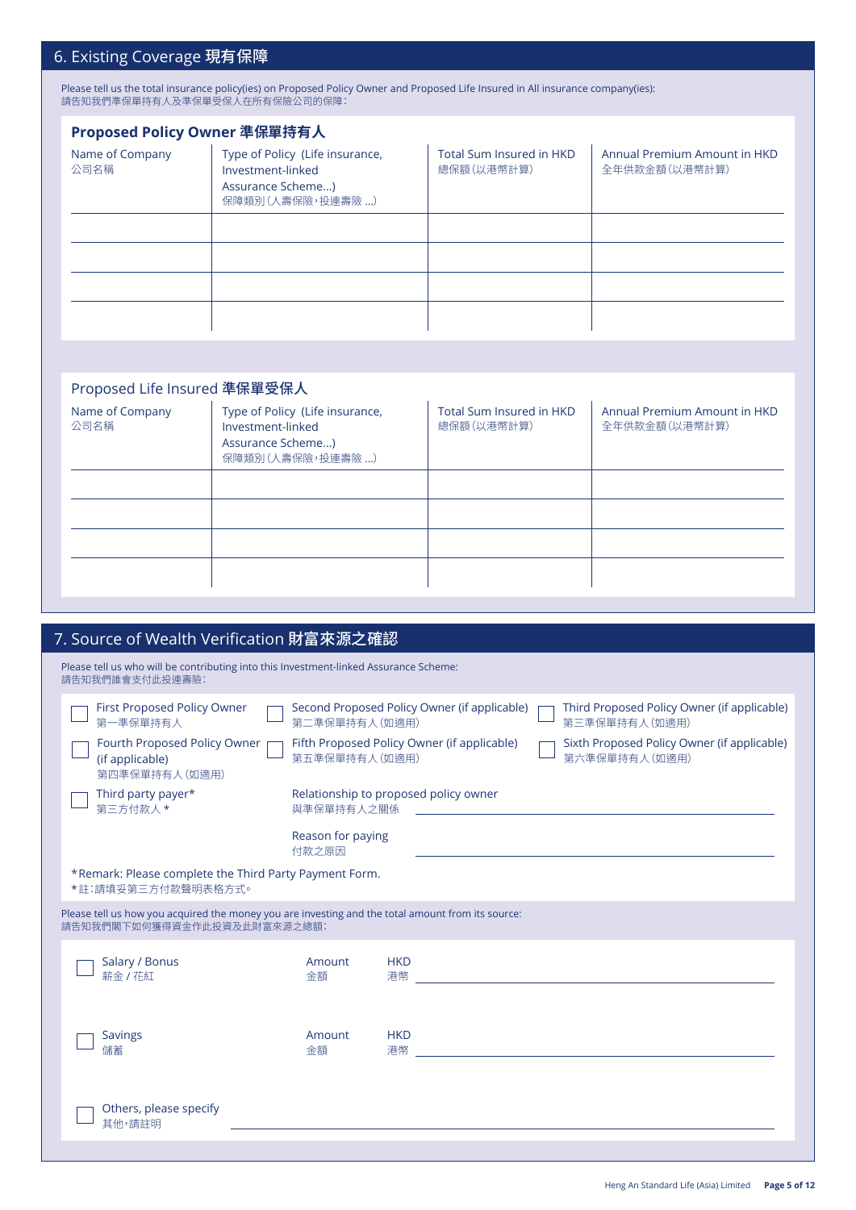## 6. Existing Coverage 現有保障

Please tell us the total insurance policy(ies) on Proposed Policy Owner and Proposed Life Insured in All insurance company(ies):
請告知我們準保單持有人及準保單受保人在所有保險公司的保障：

### Proposed Policy Owner 準保單持有人

| Name of Company 公司名稱 | Type of Policy (Life insurance, Investment-linked Assurance Scheme...) 保障類別（人壽保險，投連壽險 ...） | Total Sum Insured in HKD 總保額（以港幣計算） | Annual Premium Amount in HKD 全年供款金額（以港幣計算） |
|---|---|---|---|
| | | | |
| | | | |
| | | | |
| | | | |

### Proposed Life Insured 準保單受保人

| Name of Company 公司名稱 | Type of Policy (Life insurance, Investment-linked Assurance Scheme...) 保障類別（人壽保險，投連壽險 ...） | Total Sum Insured in HKD 總保額（以港幣計算） | Annual Premium Amount in HKD 全年供款金額（以港幣計算） |
|---|---|---|---|
| | | | |
| | | | |
| | | | |
| | | | |

## 7. Source of Wealth Verification 財富來源之確認

Please tell us who will be contributing into this Investment-linked Assurance Scheme:
請告知我們誰會支付此投連壽險：

- ☐ First Proposed Policy Owner 第一準保單持有人
- ☐ Second Proposed Policy Owner (if applicable) 第二準保單持有人（如適用）
- ☐ Third Proposed Policy Owner (if applicable) 第三準保單持有人（如適用）
- ☐ Fourth Proposed Policy Owner (if applicable) 第四準保單持有人（如適用）
- ☐ Fifth Proposed Policy Owner (if applicable) 第五準保單持有人（如適用）
- ☐ Sixth Proposed Policy Owner (if applicable) 第六準保單持有人（如適用）
- ☐ Third party payer* 第三方付款人 *

Relationship to proposed policy owner 與準保單持有人之關係 ______________________

Reason for paying 付款之原因 ______________________

*Remark: Please complete the Third Party Payment Form.
*註：請填妥第三方付款聲明表格方式。

Please tell us how you acquired the money you are investing and the total amount from its source:
請告知我們閣下如何獲得資金作此投資及此財富來源之總額：

- ☐ Salary / Bonus 薪金 / 花紅 — Amount 金額 HKD 港幣 ______________________
- ☐ Savings 儲蓄 — Amount 金額 HKD 港幣 ______________________
- ☐ Others, please specify 其他，請註明 ______________________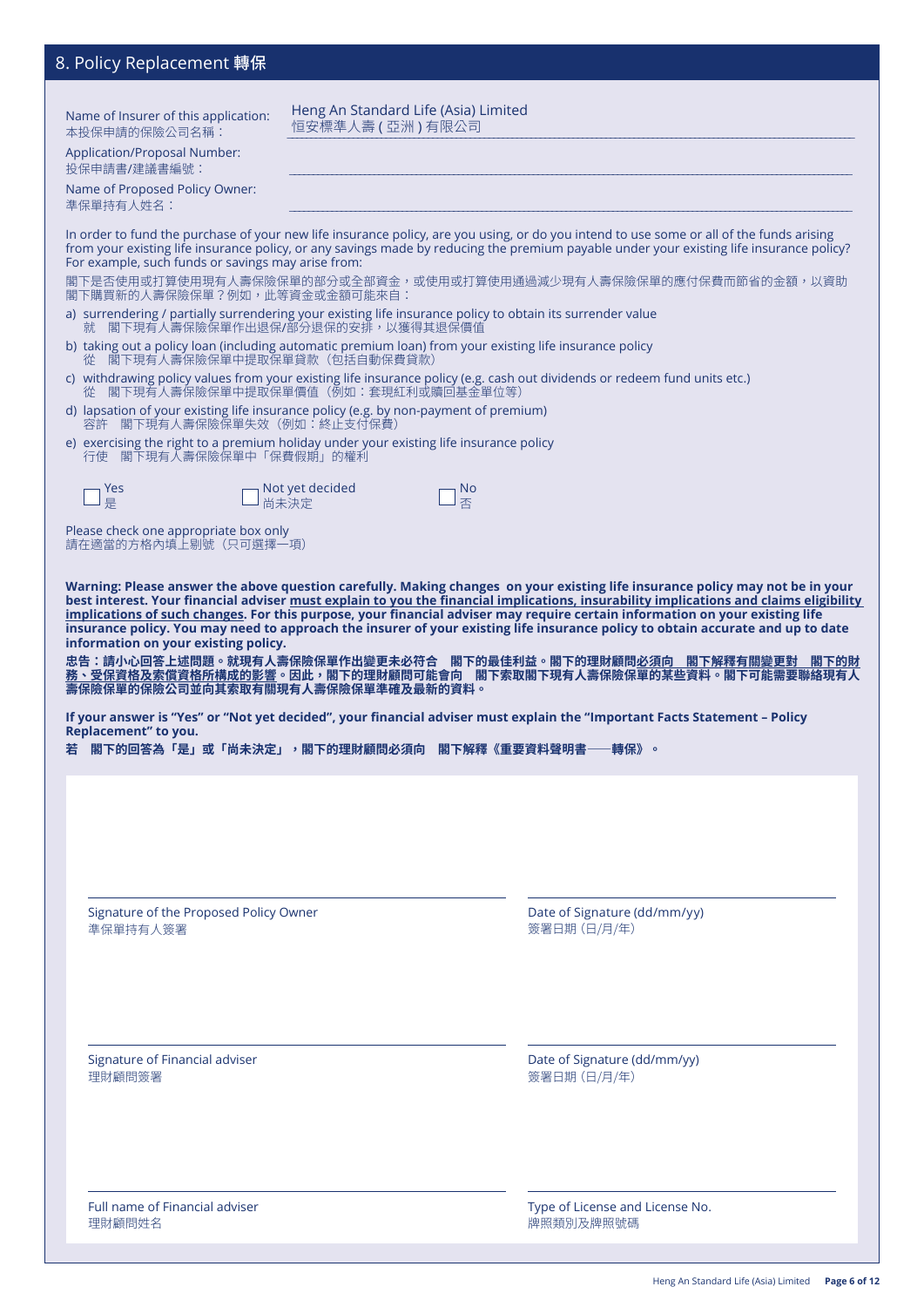## 8. Policy Replacement 轉保

Name of Insurer of this application:
本投保申請的保險公司名稱： Heng An Standard Life (Asia) Limited
恒安標準人壽 ( 亞洲 ) 有限公司

Application/Proposal Number:
投保申請書/建議書編號：

Name of Proposed Policy Owner:
準保單持有人姓名：

In order to fund the purchase of your new life insurance policy, are you using, or do you intend to use some or all of the funds arising from your existing life insurance policy, or any savings made by reducing the premium payable under your existing life insurance policy? For example, such funds or savings may arise from:

閣下是否使用或打算使用現有人壽保險保單的部分或全部資金，或使用或打算使用通過減少現有人壽保險保單的應付保費而節省的金額，以資助閣下購買新的人壽保險保單？例如，此等資金或金額可能來自：

a) surrendering / partially surrendering your existing life insurance policy to obtain its surrender value
就 閣下現有人壽保險保單作出退保/部分退保的安排，以獲得其退保價值

b) taking out a policy loan (including automatic premium loan) from your existing life insurance policy
從 閣下現有人壽保險保單中提取保單貸款（包括自動保費貸款）

c) withdrawing policy values from your existing life insurance policy (e.g. cash out dividends or redeem fund units etc.)
從 閣下現有人壽保險保單中提取保單價值（例如：套現紅利或贖回基金單位等）

d) lapsation of your existing life insurance policy (e.g. by non-payment of premium)
容許 閣下現有人壽保險保單失效（例如：終止支付保費）

e) exercising the right to a premium holiday under your existing life insurance policy
行使 閣下現有人壽保險保單中「保費假期」的權利

☐ Yes 是 ☐ Not yet decided 尚未決定 ☐ No 否

Please check one appropriate box only
請在適當的方格內填上剔號（只可選擇一項）

**Warning: Please answer the above question carefully. Making changes on your existing life insurance policy may not be in your best interest. Your financial adviser must explain to you the financial implications, insurability implications and claims eligibility implications of such changes. For this purpose, your financial adviser may require certain information on your existing life insurance policy. You may need to approach the insurer of your existing life insurance policy to obtain accurate and up to date information on your existing policy.**

**忠告：請小心回答上述問題。就現有人壽保險保單作出變更未必符合 閣下的最佳利益。閣下的理財顧問必須向 閣下解釋有關變更對 閣下的財務、受保資格及索償資格所構成的影響。因此，閣下的理財顧問可能會向 閣下索取閣下現有人壽保險保單的某些資料。閣下可能需要聯絡現有人壽保險保單的保險公司並向其索取有關現有人壽保險保單準確及最新的資料。**

**If your answer is "Yes" or "Not yet decided", your financial adviser must explain the "Important Facts Statement – Policy Replacement" to you.**

**若 閣下的回答為「是」或「尚未決定」，閣下的理財顧問必須向 閣下解釋《重要資料聲明書——轉保》。**

Signature of the Proposed Policy Owner
準保單持有人簽署

Date of Signature (dd/mm/yy)
簽署日期（日/月/年）

Signature of Financial adviser
理財顧問簽署

Date of Signature (dd/mm/yy)
簽署日期（日/月/年）

Full name of Financial adviser
理財顧問姓名

Type of License and License No.
牌照類別及牌照號碼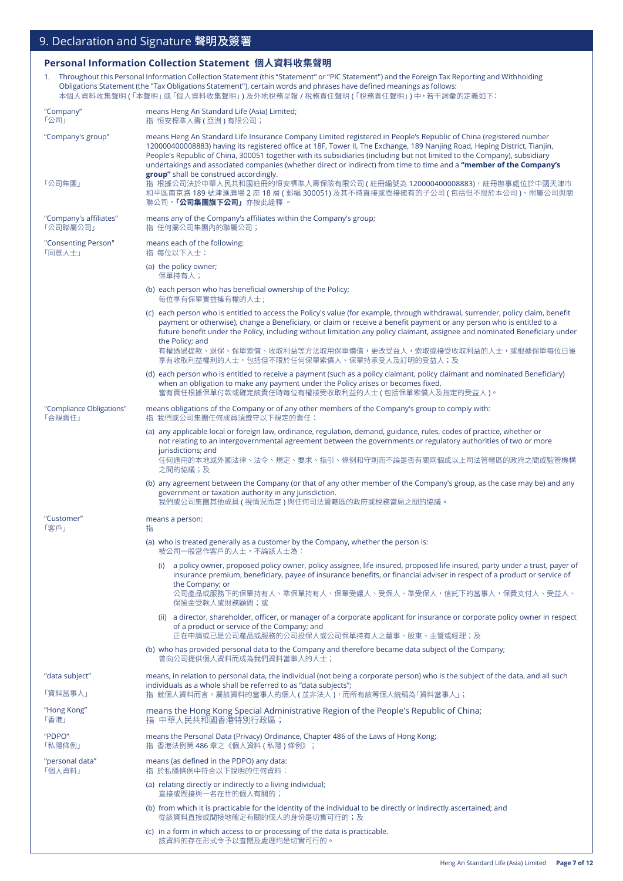# 9. Declaration and Signature 聲明及簽署

## Personal Information Collection Statement 個人資料收集聲明

1. Throughout this Personal Information Collection Statement (this "Statement" or "PIC Statement") and the Foreign Tax Reporting and Withholding Obligations Statement (the "Tax Obligations Statement"), certain words and phrases have defined meanings as follows:
本個人資料收集聲明 (「本聲明」或「個人資料收集聲明」) 及外地稅務呈報 / 稅務責任聲明 (「稅務責任聲明」) 中，若干詞彙的定義如下：

**"Company"** 「公司」
means Heng An Standard Life (Asia) Limited;
指 恒安標準人壽 ( 亞洲 ) 有限公司；

**"Company's group"** 「公司集團」
means Heng An Standard Life Insurance Company Limited registered in People's Republic of China (registered number 120000400008883) having its registered office at 18F, Tower II, The Exchange, 189 Nanjing Road, Heping District, Tianjin, People's Republic of China, 300051 together with its subsidiaries (including but not limited to the Company), subsidiary undertakings and associated companies (whether direct or indirect) from time to time and a **"member of the Company's group"** shall be construed accordingly.
指 根據公司法於中華人民共和國註冊的恒安標準人壽保險有限公司 ( 註冊編號為 120000400008883)，註冊辦事處位於中國天津市和平區南京路 189 號津滙廣場 2 座 18 層 ( 郵編 300051) 及其不時直接或間接擁有的子公司 ( 包括但不限於本公司 )、附屬公司與關聯公司，**「公司集團旗下公司」** 亦按此詮釋 。

**"Company's affiliates"** 「公司聯屬公司」
means any of the Company's affiliates within the Company's group;
指 任何屬公司集團內的聯屬公司；

**"Consenting Person"** 「同意人士」
means each of the following:
指 每位以下人士：

(a) the policy owner;
保單持有人；

(b) each person who has beneficial ownership of the Policy;
每位享有保單實益擁有權的人士；

(c) each person who is entitled to access the Policy's value (for example, through withdrawal, surrender, policy claim, benefit payment or otherwise), change a Beneficiary, or claim or receive a benefit payment or any person who is entitled to a future benefit under the Policy, including without limitation any policy claimant, assignee and nominated Beneficiary under the Policy; and
有權透過提款、退保、保單索償、收取利益等方法取用保單價值，更改受益人，索取或接受收取利益的人士，或根據保單每位日後享有收取利益權利的人士，包括但不限於任何保單索償人、保單持承受人及訂明的受益人；及

(d) each person who is entitled to receive a payment (such as a policy claimant, policy claimant and nominated Beneficiary) when an obligation to make any payment under the Policy arises or becomes fixed.
當有責任根據保單付款或確定該責任時每位有權接受收取利益的人士 ( 包括保單索償人及指定的受益人 )。

**"Compliance Obligations"** 「合規責任」
means obligations of the Company or of any other members of the Company's group to comply with:
指 我們或公司集團任何成員須遵守以下規定的責任：

(a) any applicable local or foreign law, ordinance, regulation, demand, guidance, rules, codes of practice, whether or not relating to an intergovernmental agreement between the governments or regulatory authorities of two or more jurisdictions; and
任何適用的本地或外國法律、法令、規定、要求、指引、條例和守則而不論是否有關兩個或以上司法管轄區的政府之間或監管機構之間的協議；及

(b) any agreement between the Company (or that of any other member of the Company's group, as the case may be) and any government or taxation authority in any jurisdiction.
我們或公司集團其他成員 ( 視情況而定 ) 與任何司法管轄區的政府或稅務當局之間的協議。

**"Customer"** 「客戶」
means a person:
指

(a) who is treated generally as a customer by the Company, whether the person is:
被公司一般當作客戶的人士，不論該人士為：

(i) a policy owner, proposed policy owner, policy assignee, life insured, proposed life insured, party under a trust, payer of insurance premium, beneficiary, payee of insurance benefits, or financial adviser in respect of a product or service of the Company; or
公司產品或服務下的保單持有人、準保單持有人、保單受讓人、受保人、準受保人，信託下的當事人，保費支付人、受益人、保險金受款人或財務顧問；或

(ii) a director, shareholder, officer, or manager of a corporate applicant for insurance or corporate policy owner in respect of a product or service of the Company; and
正在申請或已是公司產品或服務的公司投保人或公司保單持有人之董事、股東、主管或經理；及

(b) who has provided personal data to the Company and therefore became data subject of the Company;
曾向公司提供個人資料而成為我們資料當事人的人士；

**"data subject"** 「資料當事人」
means, in relation to personal data, the individual (not being a corporate person) who is the subject of the data, and all such individuals as a whole shall be referred to as "data subjects";
指 就個人資料而言，屬該資料的當事人的個人 ( 並非法人 )，而所有該等個人統稱為「資料當事人」；

**"Hong Kong"** 「香港」
means the Hong Kong Special Administrative Region of the People's Republic of China;
指 中華人民共和國香港特別行政區；

**"PDPO"** 「私隱條例」
means the Personal Data (Privacy) Ordinance, Chapter 486 of the Laws of Hong Kong;
指 香港法例第 486 章之《個人資料 ( 私隱 ) 條例》；

**"personal data"** 「個人資料」
means (as defined in the PDPO) any data:
指 於私隱條例中符合以下說明的任何資料：

(a) relating directly or indirectly to a living individual;
直接或間接與一名在世的個人有關的；

(b) from which it is practicable for the identity of the individual to be directly or indirectly ascertained; and
從該資料直接或間接地確定有關的個人的身份是切實可行的；及

(c) in a form in which access to or processing of the data is practicable.
該資料的存在形式令予以查閱及處理均是切實可行的。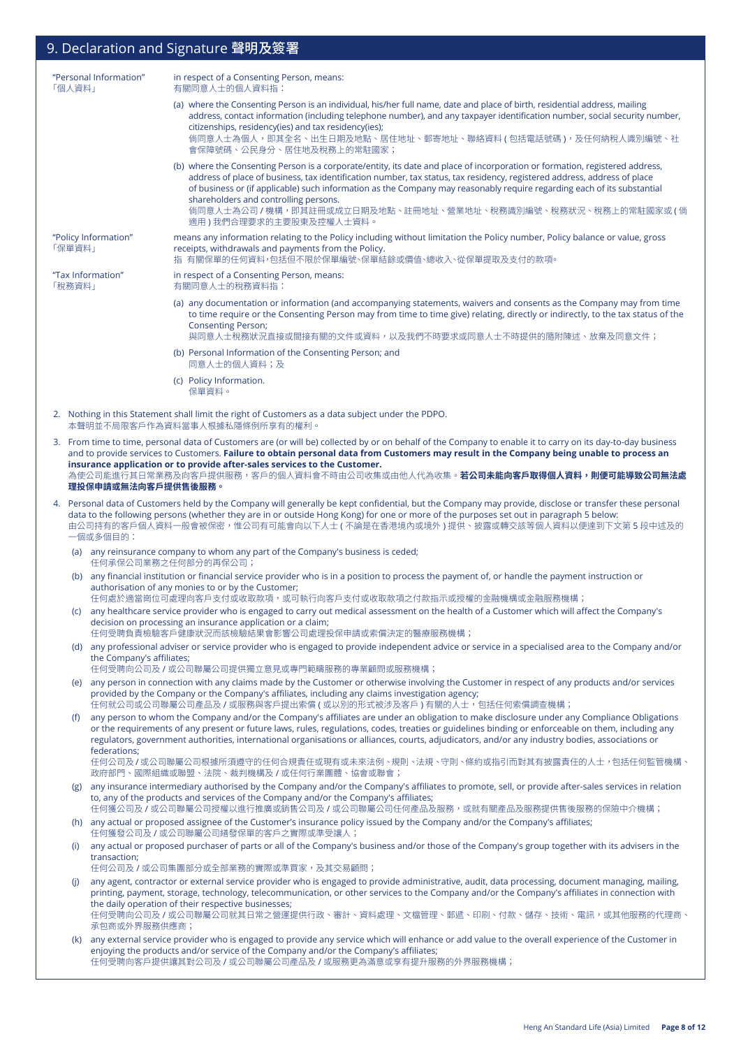## 9. Declaration and Signature 聲明及簽署

"Personal Information"
「個人資料」

in respect of a Consenting Person, means:
有關同意人士的個人資料指：

(a) where the Consenting Person is an individual, his/her full name, date and place of birth, residential address, mailing address, contact information (including telephone number), and any taxpayer identification number, social security number, citizenships, residency(ies) and tax residency(ies);
倘同意人士為個人，即其全名、出生日期及地點、居住地址、郵寄地址、聯絡資料 ( 包括電話號碼 )，及任何納稅人識別編號、社會保障號碼、公民身分、居住地及稅務上的常駐國家；

(b) where the Consenting Person is a corporate/entity, its date and place of incorporation or formation, registered address, address of place of business, tax identification number, tax status, tax residency, registered address, address of place of business or (if applicable) such information as the Company may reasonably require regarding each of its substantial shareholders and controlling persons.
倘同意人士為公司 / 機構，即其註冊或成立日期及地點、註冊地址、營業地址、稅務識別編號、稅務狀況、稅務上的常駐國家或 ( 倘適用 ) 我們合理要求的主要股東及控權人士資料。

"Policy Information"
「保單資料」

means any information relating to the Policy including without limitation the Policy number, Policy balance or value, gross receipts, withdrawals and payments from the Policy.
指 有關保單的任何資料，包括但不限於保單編號、保單結餘或價值、總收入、從保單提取及支付的款項。

"Tax Information"
「稅務資料」

in respect of a Consenting Person, means:
有關同意人士的稅務資料指：

(a) any documentation or information (and accompanying statements, waivers and consents as the Company may from time to time require or the Consenting Person may from time to time give) relating, directly or indirectly, to the tax status of the Consenting Person;
與同意人士稅務狀況直接或間接有關的文件或資料，以及我們不時要求或同意人士不時提供的隨附陳述、放棄及同意文件；

(b) Personal Information of the Consenting Person; and
同意人士的個人資料；及

(c) Policy Information.
保單資料。

2. Nothing in this Statement shall limit the right of Customers as a data subject under the PDPO.
本聲明並不局限客戶作為資料當事人根據私隱條例所享有的權利。

3. From time to time, personal data of Customers are (or will be) collected by or on behalf of the Company to enable it to carry on its day-to-day business and to provide services to Customers. **Failure to obtain personal data from Customers may result in the Company being unable to process an insurance application or to provide after-sales services to the Customer.**
為使公司能進行其日常業務及向客戶提供服務，客戶的個人資料會不時由公司收集或由他人代為收集。**若公司未能向客戶取得個人資料，則便可能導致公司無法處理投保申請或無法向客戶提供售後服務。**

4. Personal data of Customers held by the Company will generally be kept confidential, but the Company may provide, disclose or transfer these personal data to the following persons (whether they are in or outside Hong Kong) for one or more of the purposes set out in paragraph 5 below:
由公司持有的客戶個人資料一般會被保密，惟公司有可能會向以下人士 ( 不論是在香港境內或境外 ) 提供、披露或轉交該等個人資料以便達到下文第 5 段中述及的一個或多個目的：

(a) any reinsurance company to whom any part of the Company's business is ceded;
任何承保公司業務之任何部分的再保公司；

(b) any financial institution or financial service provider who is in a position to process the payment of, or handle the payment instruction or authorisation of any monies to or by the Customer;
任何處於適當崗位可處理向客戶支付或收取款項，或可執行向客戶支付或收取款項之付款指示或授權的金融機構或金融服務機構；

(c) any healthcare service provider who is engaged to carry out medical assessment on the health of a Customer which will affect the Company's decision on processing an insurance application or a claim;
任何受聘負責檢驗客戶健康狀況而該檢驗結果會影響公司處理投保申請或索償決定的醫療服務機構；

(d) any professional adviser or service provider who is engaged to provide independent advice or service in a specialised area to the Company and/or the Company's affiliates;
任何受聘向公司及 / 或公司聯屬公司提供獨立意見或專門範疇服務的專業顧問或服務機構；

(e) any person in connection with any claims made by the Customer or otherwise involving the Customer in respect of any products and/or services provided by the Company or the Company's affiliates, including any claims investigation agency;
任何就公司或公司聯屬公司產品及 / 或服務與客戶提出索償 ( 或以別的形式被涉及客戶 ) 有關的人士，包括任何索償調查機構；

(f) any person to whom the Company and/or the Company's affiliates are under an obligation to make disclosure under any Compliance Obligations or the requirements of any present or future laws, rules, regulations, codes, treaties or guidelines binding or enforceable on them, including any regulators, government authorities, international organisations or alliances, courts, adjudicators, and/or any industry bodies, associations or federations;
任何公司及 / 或公司聯屬公司根據所須遵守的任何合規責任或現有或未來法例、規則、法規、守則、條約或指引而對其有披露責任的人士，包括任何監管機構、政府部門、國際組織或聯盟、法院、裁判機構及 / 或任何行業團體、協會或聯會；

(g) any insurance intermediary authorised by the Company and/or the Company's affiliates to promote, sell, or provide after-sales services in relation to, any of the products and services of the Company and/or the Company's affiliates;
任何獲公司及 / 或公司聯屬公司授權以進行推廣或銷售公司及 / 或公司聯屬公司任何產品及服務，或就有關產品及服務提供售後服務的保險中介機構；

(h) any actual or proposed assignee of the Customer's insurance policy issued by the Company and/or the Company's affiliates;
任何獲公司及 / 或公司聯屬公司繕發保單的客戶之實際或準受讓人；

(i) any actual or proposed purchaser of parts or all of the Company's business and/or those of the Company's group together with its advisers in the transaction;
任何公司及 / 或公司集團部分或全部業務的實際或準買家，及其交易顧問；

(j) any agent, contractor or external service provider who is engaged to provide administrative, audit, data processing, document managing, mailing, printing, payment, storage, technology, telecommunication, or other services to the Company and/or the Company's affiliates in connection with the daily operation of their respective businesses;
任何受聘向公司及 / 或公司聯屬公司就其日常之營運提供行政、審計、資料處理、文檔管理、郵遞、印刷、付款、儲存、技術、電訊，或其他服務的代理商、承包商或外界服務供應商；

(k) any external service provider who is engaged to provide any service which will enhance or add value to the overall experience of the Customer in enjoying the products and/or service of the Company and/or the Company's affiliates;
任何受聘向客戶提供讓其對公司及 / 或公司聯屬公司產品及 / 或服務更為滿意或享有提升服務的外界服務機構；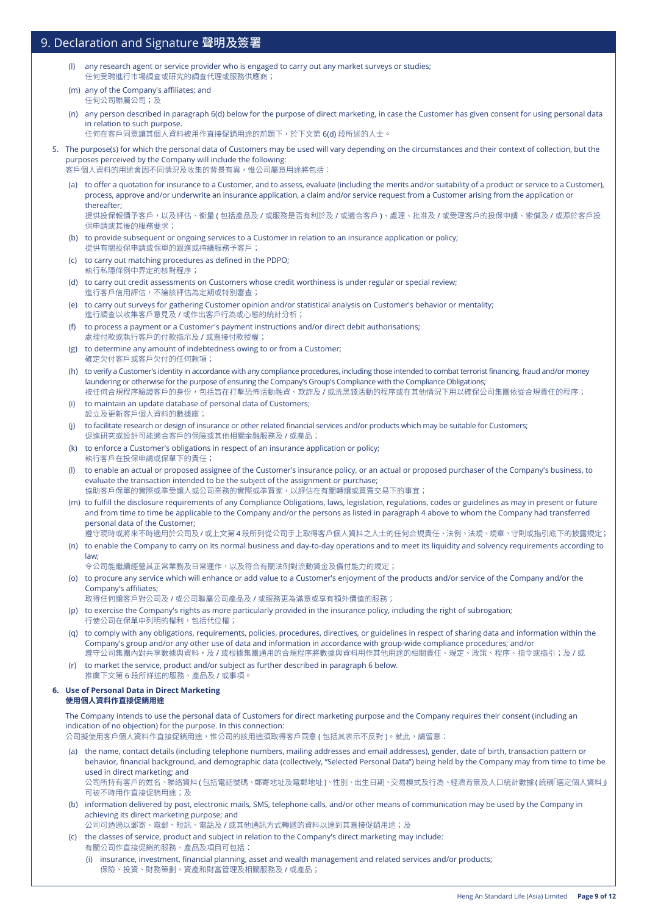## 9. Declaration and Signature 聲明及簽署

(l) any research agent or service provider who is engaged to carry out any market surveys or studies;
任何受聘進行市場調查或研究的調查代理或服務供應商；

(m) any of the Company's affiliates; and
任何公司聯屬公司；及

(n) any person described in paragraph 6(d) below for the purpose of direct marketing, in case the Customer has given consent for using personal data in relation to such purpose.
任何在客戶同意讓其個人資料被用作直接促銷用途的前題下，於下文第 6(d) 段所述的人士。

5. The purpose(s) for which the personal data of Customers may be used will vary depending on the circumstances and their context of collection, but the purposes perceived by the Company will include the following:
客戶個人資料的用途會因不同情況及收集的背景有異，惟公司屬意用途將包括：

(a) to offer a quotation for insurance to a Customer, and to assess, evaluate (including the merits and/or suitability of a product or service to a Customer), process, approve and/or underwrite an insurance application, a claim and/or service request from a Customer arising from the application or thereafter;
提供投保報價予客戶，以及評估、衡量 ( 包括產品及 / 或服務是否有利於及 / 或適合客戶 )、處理、批准及 / 或受理客戶的投保申請、索償及 / 或源於客戶投保申請或其後的服務要求；

(b) to provide subsequent or ongoing services to a Customer in relation to an insurance application or policy;
提供有關投保申請或保單的跟進或持續服務予客戶；

(c) to carry out matching procedures as defined in the PDPO;
執行私隱條例中界定的核對程序；

(d) to carry out credit assessments on Customers whose credit worthiness is under regular or special review;
進行客戶信用評估，不論該評估為定期或特別審查；

(e) to carry out surveys for gathering Customer opinion and/or statistical analysis on Customer's behavior or mentality;
進行調查以收集客戶意見及 / 或作出客戶行為或心態的統計分析；

(f) to process a payment or a Customer's payment instructions and/or direct debit authorisations;
處理付款或執行客戶的付款指示及 / 或直接付款授權；

(g) to determine any amount of indebtedness owing to or from a Customer;
確定欠付客戶或客戶欠付的任何款項；

(h) to verify a Customer's identity in accordance with any compliance procedures, including those intended to combat terrorist financing, fraud and/or money laundering or otherwise for the purpose of ensuring the Company's Group's Compliance with the Compliance Obligations;
按任何合規程序驗證客戶的身份，包括旨在打擊恐怖活動融資、欺詐及 / 或洗黑錢活動的程序或在其他情況下用以確保公司集團依從合規責任的程序；

(i) to maintain an update database of personal data of Customers;
設立及更新客戶個人資料的數據庫；

(j) to facilitate research or design of insurance or other related financial services and/or products which may be suitable for Customers;
促進研究或設計可能適合客戶的保險或其他相關金融服務及 / 或產品；

(k) to enforce a Customer's obligations in respect of an insurance application or policy;
執行客戶在投保申請或保單下的責任；

(l) to enable an actual or proposed assignee of the Customer's insurance policy, or an actual or proposed purchaser of the Company's business, to evaluate the transaction intended to be the subject of the assignment or purchase;
協助客戶保單的實際或準受讓人或公司業務的實際或準買家，以評估在有關轉讓或買賣交易下的事宜；

(m) to fulfill the disclosure requirements of any Compliance Obligations, laws, legislation, regulations, codes or guidelines as may in present or future and from time to time be applicable to the Company and/or the persons as listed in paragraph 4 above to whom the Company had transferred personal data of the Customer;
遵守現時或將來不時適用於公司及 / 或上文第 4 段所列從公司手上取得客戶個人資料之人士的任何合規責任、法例、法規、規章、守則或指引底下的披露規定；

(n) to enable the Company to carry on its normal business and day-to-day operations and to meet its liquidity and solvency requirements according to law;
令公司能繼續經營其正常業務及日常運作，以及符合有關法例對流動資金及償付能力的規定；

(o) to procure any service which will enhance or add value to a Customer's enjoyment of the products and/or service of the Company and/or the Company's affiliates;
取得任何讓客戶對公司及 / 或公司聯屬公司產品及 / 或服務更為滿意或享有額外價值的服務；

(p) to exercise the Company's rights as more particularly provided in the insurance policy, including the right of subrogation;
行使公司在保單中列明的權利，包括代位權；

(q) to comply with any obligations, requirements, policies, procedures, directives, or guidelines in respect of sharing data and information within the Company's group and/or any other use of data and information in accordance with group-wide compliance procedures; and/or
遵守公司集團內對共享數據與資料，及 / 或根據集團通用的合規程序將數據與資料用作其他用途的相關責任、規定、政策、程序、指令或指引；及 / 或

(r) to market the service, product and/or subject as further described in paragraph 6 below.
推廣下文第 6 段所詳述的服務、產品及 / 或事項。

**6. Use of Personal Data in Direct Marketing**
**使用個人資料作直接促銷用途**

The Company intends to use the personal data of Customers for direct marketing purpose and the Company requires their consent (including an indication of no objection) for the purpose. In this connection:
公司擬使用客戶個人資料作直接促銷用途，惟公司須就該用途取得客戶同意 ( 包括其表示不反對 )。就此，請留意：

(a) the name, contact details (including telephone numbers, mailing addresses and email addresses), gender, date of birth, transaction pattern or behavior, financial background, and demographic data (collectively, "Selected Personal Data") being held by the Company may from time to time be used in direct marketing; and
公司所持有客戶的姓名、聯絡資料 ( 包括電話號碼、郵寄地址及電郵地址 )、性別、出生日期、交易模式及行為、經濟背景及人口統計數據 ( 統稱「選定個人資料」) 可被不時用作直接促銷用途；及

(b) information delivered by post, electronic mails, SMS, telephone calls, and/or other means of communication may be used by the Company in achieving its direct marketing purpose; and
公司可透過以郵寄、電郵、短訊、電話及 / 或其他通訊方式轉遞的資料以達到其直接促銷用途；及

(c) the classes of service, product and subject in relation to the Company's direct marketing may include:
有關公司作直接促銷的服務、產品及項目可包括：

(i) insurance, investment, financial planning, asset and wealth management and related services and/or products;
保險、投資、財務策劃、資產和財富管理及相關服務及 / 或產品；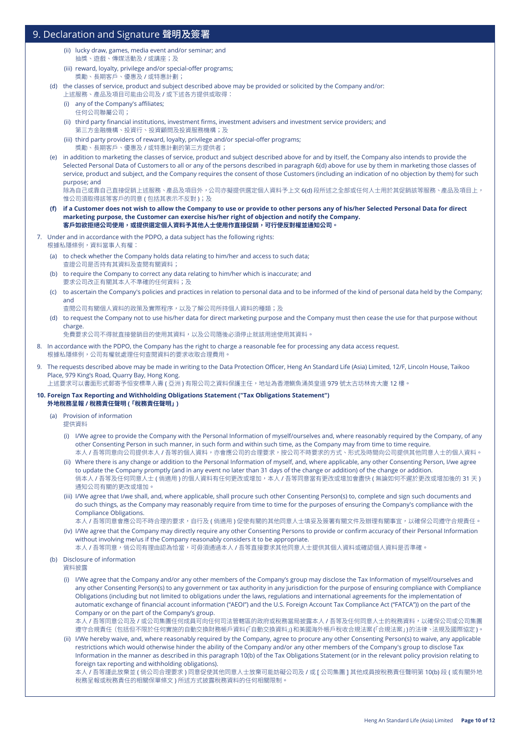## 9. Declaration and Signature 聲明及簽署

(ii) lucky draw, games, media event and/or seminar; and
抽獎、遊戲、傳媒活動及 / 或講座；及

(iii) reward, loyalty, privilege and/or special-offer programs;
獎勵、長期客戶、優惠及 / 或特惠計劃；

(d) the classes of service, product and subject described above may be provided or solicited by the Company and/or:
上述服務、產品及項目可能由公司及 / 或下述各方提供或取得：

(i) any of the Company's affiliates;
任何公司聯屬公司；

(ii) third party financial institutions, investment firms, investment advisers and investment service providers; and
第三方金融機構、投資行、投資顧問及投資服務機構；及

(iii) third party providers of reward, loyalty, privilege and/or special-offer programs;
獎勵、長期客戶、優惠及 / 或特惠計劃的第三方提供者；

(e) in addition to marketing the classes of service, product and subject described above for and by itself, the Company also intends to provide the Selected Personal Data of Customers to all or any of the persons described in paragraph 6(d) above for use by them in marketing those classes of service, product and subject, and the Company requires the consent of those Customers (including an indication of no objection by them) for such purpose; and
除為自己或靠自己直接促銷上述服務、產品及項目外，公司亦擬提供選定個人資料予上文 6(d) 段所述之全部或任何人士用於其促銷該等服務、產品及項目上，惟公司須取得該等客戶的同意 ( 包括其表示不反對 )；及

**(f) if a Customer does not wish to allow the Company to use or provide to other persons any of his/her Selected Personal Data for direct marketing purpose, the Customer can exercise his/her right of objection and notify the Company.**
**客戶如欲拒絕公司使用，或提供選定個人資料予其他人士使用作直接促銷，可行使反對權並通知公司。**

7. Under and in accordance with the PDPO, a data subject has the following rights:
根據私隱條例，資料當事人有權：

(a) to check whether the Company holds data relating to him/her and access to such data;
查證公司是否持有其資料及查閱有關資料；

(b) to require the Company to correct any data relating to him/her which is inaccurate; and
要求公司改正有關其本人不準確的任何資料；及

(c) to ascertain the Company's policies and practices in relation to personal data and to be informed of the kind of personal data held by the Company; and
查閱公司有關個人資料的政策及實際程序，以及了解公司所持個人資料的種類；及

(d) to request the Company not to use his/her data for direct marketing purpose and the Company must then cease the use for that purpose without charge.
免費要求公司不得就直接營銷目的使用其資料，以及公司隨後必須停止就該用途使用其資料。

8. In accordance with the PDPO, the Company has the right to charge a reasonable fee for processing any data access request.
根據私隱條例，公司有權就處理任何查閱資料的要求收取合理費用。

9. The requests described above may be made in writing to the Data Protection Officer, Heng An Standard Life (Asia) Limited, 12/F, Lincoln House, Taikoo Place, 979 King's Road, Quarry Bay, Hong Kong.
上述要求可以書面形式郵寄予恒安標準人壽 ( 亞洲 ) 有限公司之資料保護主任，地址為香港鰂魚涌英皇道 979 號太古坊林肯大廈 12 樓。

**10. Foreign Tax Reporting and Withholding Obligations Statement ("Tax Obligations Statement")**
**外地稅務呈報 / 稅務責任聲明 (「稅務責任聲明」)**

(a) Provision of information
提供資料

(i) I/We agree to provide the Company with the Personal Information of myself/ourselves and, where reasonably required by the Company, of any other Consenting Person in such manner, in such form and within such time, as the Company may from time to time require.
本人 / 吾等同意向公司提供本人 / 吾等的個人資料，亦會應公司的合理要求，按公司不時要求的方式、形式及時間向公司提供其他同意人士的個人資料。

(ii) Where there is any change or addition to the Personal Information of myself, and, where applicable, any other Consenting Person, I/we agree to update the Company promptly (and in any event no later than 31 days of the change or addition), as the Company may from time to time require.
倘本人 / 吾等及任何同意人士 ( 倘適用 ) 的個人資料有任何更改或增加，本人 / 吾等同意當有更改或增加會盡快 ( 無論如何不遲於更改或增加後的 31 天 ) 通知公司有關的更改或增加。

(iii) I/We agree that I/we shall, and, where applicable, shall procure such other Consenting Person(s) to, complete and sign such documents and do such things, as the Company may reasonably require from time to time for the purposes of ensuring the Company's compliance with the Compliance Obligations.
本人 / 吾等同意會應公司不時合理的要求，自行及 ( 倘適用 ) 促使有關的其他同意人士填妥及簽署有關文件及辦理有關事宜，以確保公司遵守合規責任。

(iv) I/We agree that the Company may directly require any other Consenting Persons to provide or confirm accuracy of their Personal Information without involving me/us if the Company reasonably considers it to be appropriate.
本人 / 吾等同意，倘公司有理由認為恰當，可毋須通過本人 / 吾等直接要求其他同意人士提供其個人資料或確認個人資料是否準確。

(b) Disclosure of information
資料披露

(i) I/We agree that the Company and/or any other members of the Company's group may disclose the Tax Information of myself/ourselves and any other Consenting Person(s) to any government or tax authority in any jurisdiction for the purpose of ensuring compliance with Compliance Obligations (including but not limited to obligations under the laws, regulations and international agreements for the implementation of automatic exchange of financial account information ("AEOI") and the U.S. Foreign Account Tax Compliance Act ("FATCA")) on the part of the Company or on the part of the Company's group.
本人 / 吾等同意公司及 / 或公司集團任何成員可向任何司法管轄區的政府或稅務當局披露本人 / 吾等及任何同意人士的稅務資料，以確保公司或公司集團遵守合規責任（包括但不限於任何實施的自動交換財務帳戶資料(「自動交換資料」) 和美國海外帳戶稅收合規法案 (「合規法案」) 的法律、法規及國際協定 )。

(ii) I/We hereby waive, and, where reasonably required by the Company, agree to procure any other Consenting Person(s) to waive, any applicable restrictions which would otherwise hinder the ability of the Company and/or any other members of the Company's group to disclose Tax Information in the manner as described in this paragraph 10(b) of the Tax Obligations Statement (or in the relevant policy provision relating to foreign tax reporting and withholding obligations).
本人 / 吾等謹此放棄並 ( 倘公司合理要求 ) 同意促使其他同意人士放棄可能妨礙公司及 / 或 [ 公司集團 ] 其他成員按稅務責任聲明第 10(b) 段 ( 或有關外地稅務呈報或稅務責任的相關保單條文 ) 所述方式披露稅務資料的任何相關限制。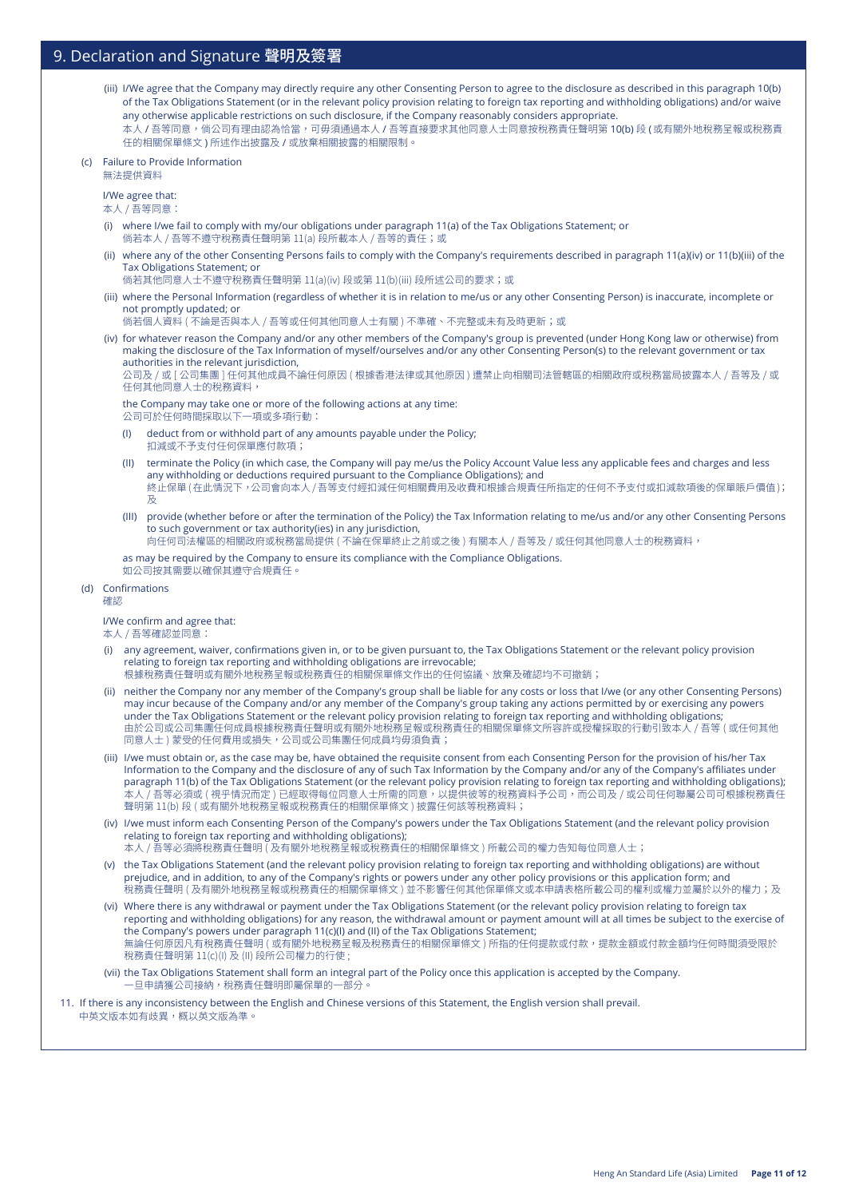## 9. Declaration and Signature 聲明及簽署

(iii) I/We agree that the Company may directly require any other Consenting Person to agree to the disclosure as described in this paragraph 10(b) of the Tax Obligations Statement (or in the relevant policy provision relating to foreign tax reporting and withholding obligations) and/or waive any otherwise applicable restrictions on such disclosure, if the Company reasonably considers appropriate.
本人 / 吾等同意，倘公司有理由認為恰當，可毋須通過本人 / 吾等直接要求其他同意人士同意按稅務責任聲明第 10(b) 段 ( 或有關外地稅務呈報或稅務責任的相關保單條文 ) 所述作出披露及 / 或放棄相關披露的相關限制。

(c) Failure to Provide Information
無法提供資料

I/We agree that:
本人 / 吾等同意：

(i) where I/we fail to comply with my/our obligations under paragraph 11(a) of the Tax Obligations Statement; or
倘若本人 / 吾等不遵守稅務責任聲明第 11(a) 段所載本人 / 吾等的責任；或

(ii) where any of the other Consenting Persons fails to comply with the Company's requirements described in paragraph 11(a)(iv) or 11(b)(iii) of the Tax Obligations Statement; or
倘若其他同意人士不遵守稅務責任聲明第 11(a)(iv) 段或第 11(b)(iii) 段所述公司的要求；或

(iii) where the Personal Information (regardless of whether it is in relation to me/us or any other Consenting Person) is inaccurate, incomplete or not promptly updated; or
倘若個人資料 ( 不論是否與本人 / 吾等或任何其他同意人士有關 ) 不準確、不完整或未有及時更新；或

(iv) for whatever reason the Company and/or any other members of the Company's group is prevented (under Hong Kong law or otherwise) from making the disclosure of the Tax Information of myself/ourselves and/or any other Consenting Person(s) to the relevant government or tax authorities in the relevant jurisdiction,
公司及 / 或 [ 公司集團 ] 任何其他成員不論任何原因 ( 根據香港法律或其他原因 ) 遭禁止向相關司法管轄區的相關政府或稅務當局披露本人 / 吾等及 / 或任何其他同意人士的稅務資料，

the Company may take one or more of the following actions at any time:
公司可於任何時間採取以下一項或多項行動：

(I) deduct from or withhold part of any amounts payable under the Policy;
扣減或不予支付任何保單應付款項；

(II) terminate the Policy (in which case, the Company will pay me/us the Policy Account Value less any applicable fees and charges and less any withholding or deductions required pursuant to the Compliance Obligations); and
終止保單 ( 在此情況下，公司會向本人 / 吾等支付經扣減任何相關費用及收費和根據合規責任所指定的任何不予支付或扣減款項後的保單賬戶價值 )；及

(III) provide (whether before or after the termination of the Policy) the Tax Information relating to me/us and/or any other Consenting Persons to such government or tax authority(ies) in any jurisdiction,
向任何司法權區的相關政府或稅務當局提供 ( 不論在保單終止之前或之後 ) 有關本人 / 吾等及 / 或任何其他同意人士的稅務資料，

as may be required by the Company to ensure its compliance with the Compliance Obligations.
如公司按其需要以確保其遵守合規責任。

(d) Confirmations
確認

I/We confirm and agree that:
本人 / 吾等確認並同意：

(i) any agreement, waiver, confirmations given in, or to be given pursuant to, the Tax Obligations Statement or the relevant policy provision relating to foreign tax reporting and withholding obligations are irrevocable;
根據稅務責任聲明或有關外地稅務呈報或稅務責任的相關保單條文作出的任何協議、放棄及確認均不可撤銷；

(ii) neither the Company nor any member of the Company's group shall be liable for any costs or loss that I/we (or any other Consenting Persons) may incur because of the Company and/or any member of the Company's group taking any actions permitted by or exercising any powers under the Tax Obligations Statement or the relevant policy provision relating to foreign tax reporting and withholding obligations;
由於公司或公司集團任何成員根據稅務責任聲明或有關外地稅務呈報或稅務責任的相關保單條文所容許或授權採取的行動引致本人 / 吾等 ( 或任何其他同意人士 ) 蒙受的任何費用或損失，公司或公司集團任何成員均毋須負責；

(iii) I/we must obtain or, as the case may be, have obtained the requisite consent from each Consenting Person for the provision of his/her Tax Information to the Company and the disclosure of any of such Tax Information by the Company and/or any of the Company's affiliates under paragraph 11(b) of the Tax Obligations Statement (or the relevant policy provision relating to foreign tax reporting and withholding obligations);
本人 / 吾等必須或 ( 視乎情況而定 ) 已經取得每位同意人士所需的同意，以提供彼等的稅務資料予公司，而公司及 / 或公司任何聯屬公司可根據稅務責任聲明第 11(b) 段 ( 或有關外地稅務呈報或稅務責任的相關保單條文 ) 披露任何該等稅務資料；

(iv) I/we must inform each Consenting Person of the Company's powers under the Tax Obligations Statement (and the relevant policy provision relating to foreign tax reporting and withholding obligations);
本人 / 吾等必須將稅務責任聲明 ( 及有關外地稅務呈報或稅務責任的相關保單條文 ) 所載公司的權力告知每位同意人士；

(v) the Tax Obligations Statement (and the relevant policy provision relating to foreign tax reporting and withholding obligations) are without prejudice, and in addition, to any of the Company's rights or powers under any other policy provisions or this application form; and
稅務責任聲明 ( 及有關外地稅務呈報或稅務責任的相關保單條文 ) 並不影響任何其他保單條文或本申請表格所載公司的權利或權力並屬於以外的權力；及

(vi) Where there is any withdrawal or payment under the Tax Obligations Statement (or the relevant policy provision relating to foreign tax reporting and withholding obligations) for any reason, the withdrawal amount or payment amount will at all times be subject to the exercise of the Company's powers under paragraph 11(c)(I) and (II) of the Tax Obligations Statement;
無論任何原因凡有稅務責任聲明 ( 或有關外地稅務呈報及稅務責任的相關保單條文 ) 所指的任何提款或付款，提款金額或付款金額均任何時間須受限於稅務責任聲明第 11(c)(I) 及 (II) 段所公司權力的行使；

(vii) the Tax Obligations Statement shall form an integral part of the Policy once this application is accepted by the Company.
一旦申請獲公司接納，稅務責任聲明即屬保單的一部分。

11. If there is any inconsistency between the English and Chinese versions of this Statement, the English version shall prevail.
中英文版本如有歧異，概以英文版為準。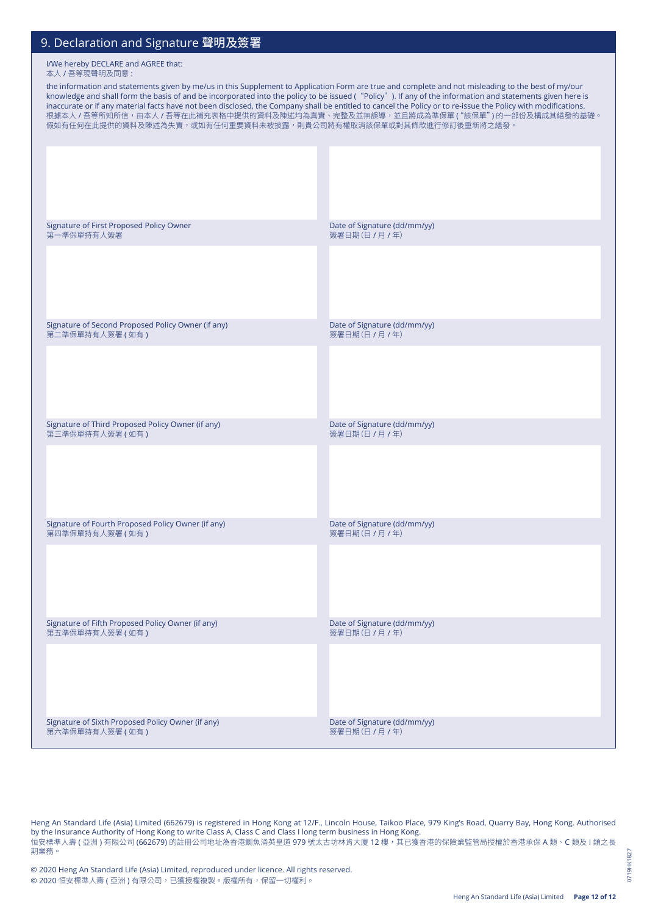## 9. Declaration and Signature 聲明及簽署

I/We hereby DECLARE and AGREE that:
本人 / 吾等現聲明及同意：

the information and statements given by me/us in this Supplement to Application Form are true and complete and not misleading to the best of my/our knowledge and shall form the basis of and be incorporated into the policy to be issued (“Policy”). If any of the information and statements given here is inaccurate or if any material facts have not been disclosed, the Company shall be entitled to cancel the Policy or to re-issue the Policy with modifications.
根據本人 / 吾等所知所信，由本人 / 吾等在此補充表格中提供的資料及陳述均為真實、完整及並無誤導，並且將成為準保單 (“該保單”) 的一部份及構成其繕發的基礎。假如有任何在此提供的資料及陳述為失實，或如有任何重要資料未被披露，則貴公司將有權取消該保單或對其條款進行修訂後重新將之繕發。

| | |
|---|---|
| Signature of First Proposed Policy Owner<br>第一準保單持有人簽署 | Date of Signature (dd/mm/yy)<br>簽署日期(日 / 月 / 年) |
| Signature of Second Proposed Policy Owner (if any)<br>第二準保單持有人簽署 ( 如有 ) | Date of Signature (dd/mm/yy)<br>簽署日期(日 / 月 / 年) |
| Signature of Third Proposed Policy Owner (if any)<br>第三準保單持有人簽署 ( 如有 ) | Date of Signature (dd/mm/yy)<br>簽署日期(日 / 月 / 年) |
| Signature of Fourth Proposed Policy Owner (if any)<br>第四準保單持有人簽署 ( 如有 ) | Date of Signature (dd/mm/yy)<br>簽署日期(日 / 月 / 年) |
| Signature of Fifth Proposed Policy Owner (if any)<br>第五準保單持有人簽署 ( 如有 ) | Date of Signature (dd/mm/yy)<br>簽署日期(日 / 月 / 年) |
| Signature of Sixth Proposed Policy Owner (if any)<br>第六準保單持有人簽署 ( 如有 ) | Date of Signature (dd/mm/yy)<br>簽署日期(日 / 月 / 年) |

Heng An Standard Life (Asia) Limited (662679) is registered in Hong Kong at 12/F., Lincoln House, Taikoo Place, 979 King’s Road, Quarry Bay, Hong Kong. Authorised by the Insurance Authority of Hong Kong to write Class A, Class C and Class I long term business in Hong Kong.
恒安標準人壽 ( 亞洲 ) 有限公司 (662679) 的註冊公司地址為香港鰂魚涌英皇道 979 號太古坊林肯大廈 12 樓，其已獲香港的保險業監管局授權於香港承保 A 類、C 類及 I 類之長期業務。

© 2020 Heng An Standard Life (Asia) Limited, reproduced under licence. All rights reserved.
© 2020 恒安標準人壽 ( 亞洲 ) 有限公司，已獲授權複製。版權所有，保留一切權利。

0719HK1827